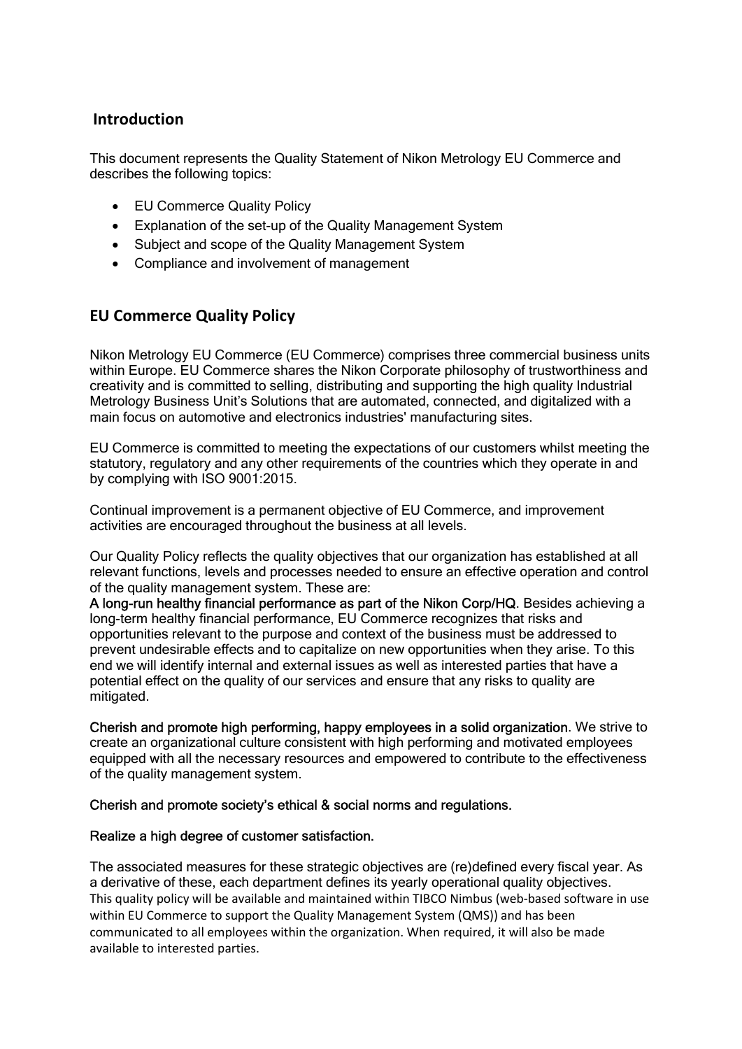## Introduction

This document represents the Quality Statement of Nikon Metrology EU Commerce and describes the following topics:

- EU Commerce Quality Policy
- Explanation of the set-up of the Quality Management System
- Subject and scope of the Quality Management System
- Compliance and involvement of management

## EU Commerce Quality Policy

Nikon Metrology EU Commerce (EU Commerce) comprises three commercial business units within Europe. EU Commerce shares the Nikon Corporate philosophy of trustworthiness and creativity and is committed to selling, distributing and supporting the high quality Industrial Metrology Business Unit's Solutions that are automated, connected, and digitalized with a main focus on automotive and electronics industries' manufacturing sites.

EU Commerce is committed to meeting the expectations of our customers whilst meeting the statutory, regulatory and any other requirements of the countries which they operate in and by complying with ISO 9001:2015.

Continual improvement is a permanent objective of EU Commerce, and improvement activities are encouraged throughout the business at all levels.

Our Quality Policy reflects the quality objectives that our organization has established at all relevant functions, levels and processes needed to ensure an effective operation and control of the quality management system. These are:

**A long-run healthy financial performance as part of the Nikon Corp/HQ**. Besides achieving a long-term healthy financial performance, EU Commerce recognizes that risks and opportunities relevant to the purpose and context of the business must be addressed to prevent undesirable effects and to capitalize on new opportunities when they arise. To this end we will identify internal and external issues as well as interested parties that have a potential effect on the quality of our services and ensure that any risks to quality are mitigated.

**Cherish and promote high performing, happy employees in a solid organization**. We strive to create an organizational culture consistent with high performing and motivated employees equipped with all the necessary resources and empowered to contribute to the effectiveness of the quality management system.

**Cherish and promote society's ethical & social norms and regulations.**

**Realize a high degree of customer satisfaction.**

The associated measures for these strategic objectives are (re)defined every fiscal year. As a derivative of these, each department defines its yearly operational quality objectives. This quality policy will be available and maintained within TIBCO Nimbus (web-based software in use within EU Commerce to support the Quality Management System (QMS)) and has been communicated to all employees within the organization. When required, it will also be made available to interested parties.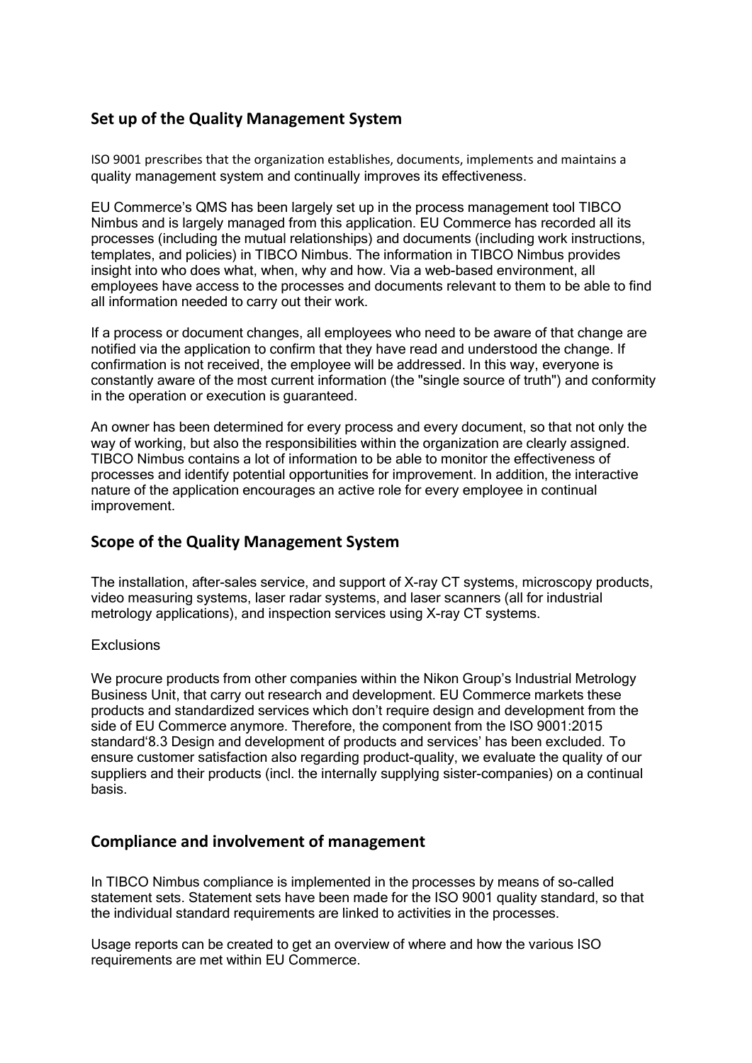## Set up of the Quality Management System

ISO 9001 prescribes that the organization establishes, documents, implements and maintains a quality management system and continually improves its effectiveness.

EU Commerce's QMS has been largely set up in the process management tool TIBCO Nimbus and is largely managed from this application. EU Commerce has recorded all its processes (including the mutual relationships) and documents (including work instructions, templates, and policies) in TIBCO Nimbus. The information in TIBCO Nimbus provides insight into who does what, when, why and how. Via a web-based environment, all employees have access to the processes and documents relevant to them to be able to find all information needed to carry out their work.

If a process or document changes, all employees who need to be aware of that change are notified via the application to confirm that they have read and understood the change. If confirmation is not received, the employee will be addressed. In this way, everyone is constantly aware of the most current information (the "single source of truth") and conformity in the operation or execution is guaranteed.

An owner has been determined for every process and every document, so that not only the way of working, but also the responsibilities within the organization are clearly assigned. TIBCO Nimbus contains a lot of information to be able to monitor the effectiveness of processes and identify potential opportunities for improvement. In addition, the interactive nature of the application encourages an active role for every employee in continual improvement.

## Scope of the Quality Management System

The installation, after-sales service, and support of X-ray CT systems, microscopy products, video measuring systems, laser radar systems, and laser scanners (all for industrial metrology applications), and inspection services using X-ray CT systems.

Exclusions

We procure products from other companies within the Nikon Group's Industrial Metrology Business Unit, that carry out research and development. EU Commerce markets these products and standardized services which don't require design and development from the side of EU Commerce anymore. Therefore, the component from the ISO 9001:2015 standard'8.3 Design and development of products and services' has been excluded. To ensure customer satisfaction also regarding product-quality, we evaluate the quality of our suppliers and their products (incl. the internally supplying sister-companies) on a continual basis.

## Compliance and involvement of management

In TIBCO Nimbus compliance is implemented in the processes by means of so-called statement sets. Statement sets have been made for the ISO 9001 quality standard, so that the individual standard requirements are linked to activities in the processes.

Usage reports can be created to get an overview of where and how the various ISO requirements are met within EU Commerce.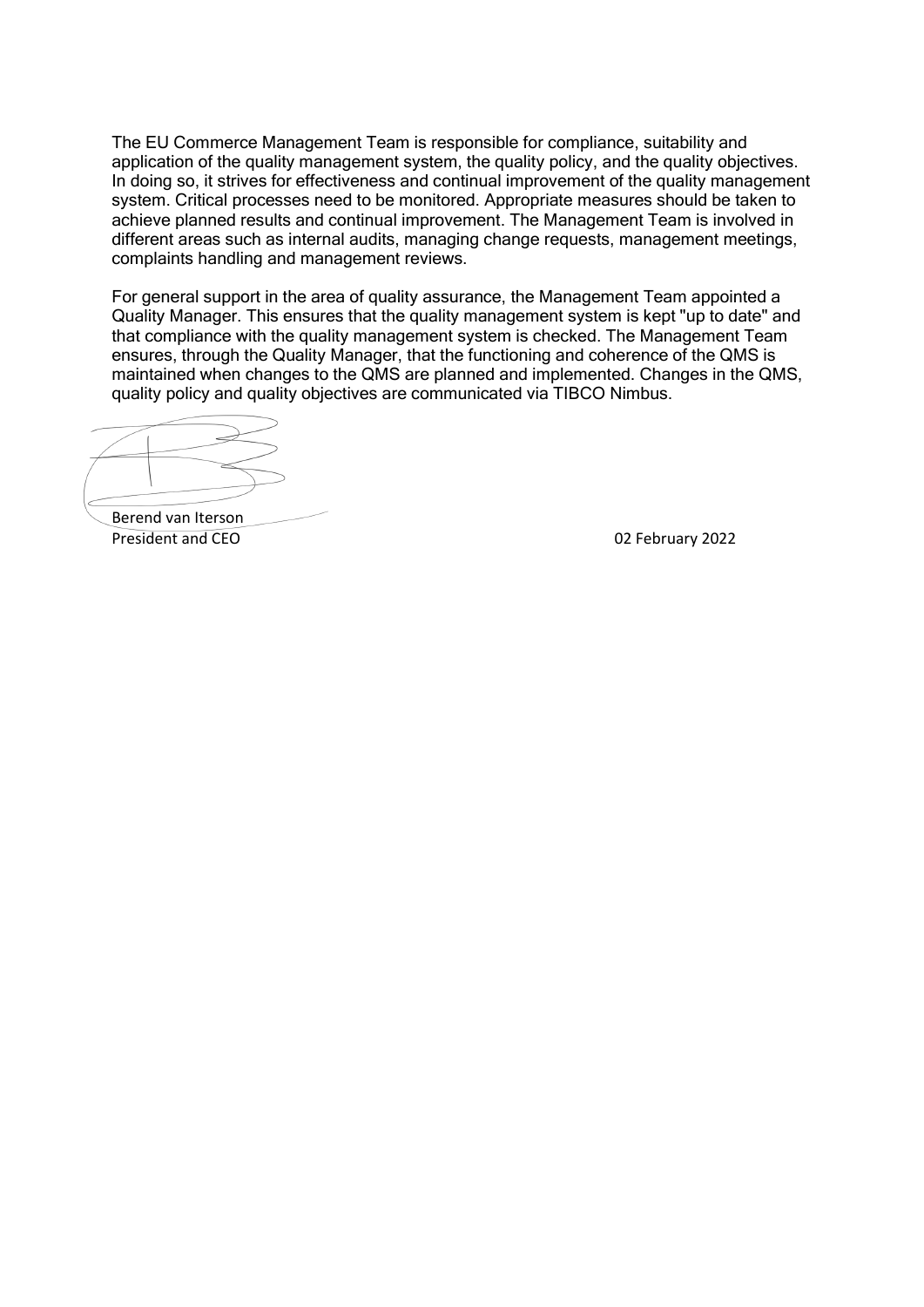The EU Commerce Management Team is responsible for compliance, suitability and application of the quality management system, the quality policy, and the quality objectives. In doing so, it strives for effectiveness and continual improvement of the quality management system. Critical processes need to be monitored. Appropriate measures should be taken to achieve planned results and continual improvement. The Management Team is involved in different areas such as internal audits, managing change requests, management meetings, complaints handling and management reviews.

For general support in the area of quality assurance, the Management Team appointed a Quality Manager. This ensures that the quality management system is kept "up to date" and that compliance with the quality management system is checked. The Management Team ensures, through the Quality Manager, that the functioning and coherence of the QMS is maintained when changes to the QMS are planned and implemented. Changes in the QMS, quality policy and quality objectives are communicated via TIBCO Nimbus.

Berend van Iterson
President and CEO

02 February 2022